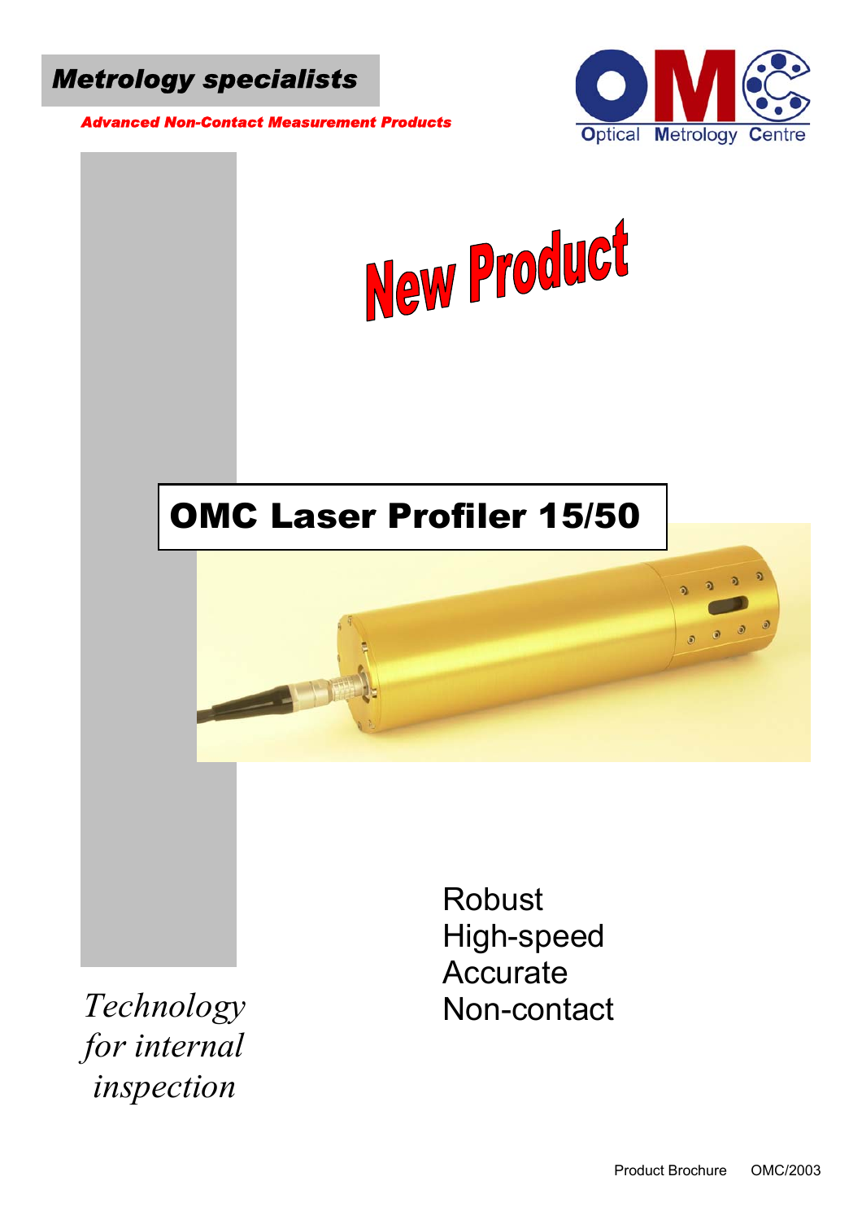**Metrology specialists**

***Advanced Non-Contact Measurement Products***

Optical Metrology Centre

# New Product

# OMC Laser Profiler 15/50

Robust
High-speed
Accurate
Non-contact

*Technology for internal inspection*

Product Brochure OMC/2003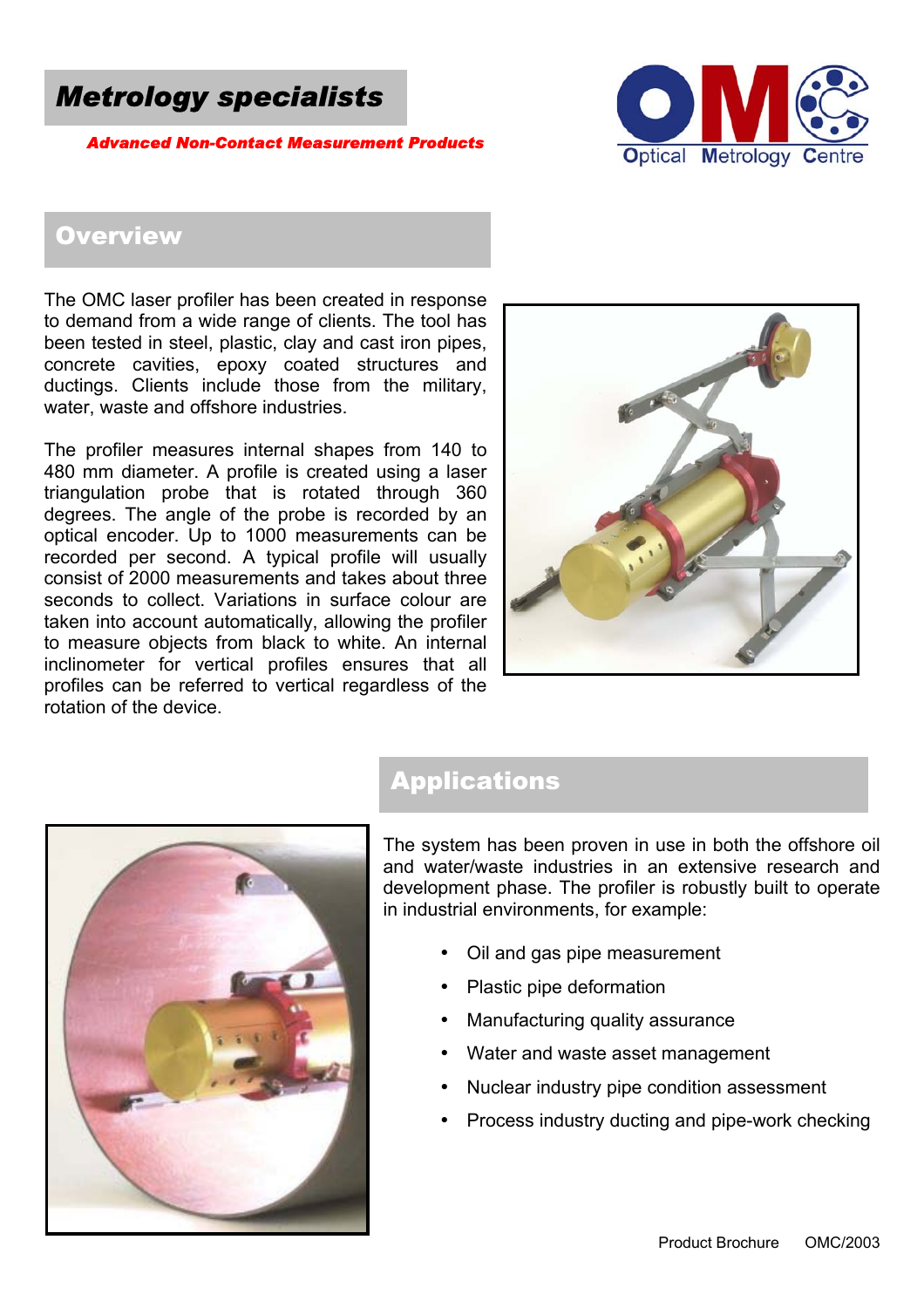# *Metrology specialists*

***Advanced Non-Contact Measurement Products***

Optical Metrology Centre

## Overview

The OMC laser profiler has been created in response to demand from a wide range of clients. The tool has been tested in steel, plastic, clay and cast iron pipes, concrete cavities, epoxy coated structures and ductings. Clients include those from the military, water, waste and offshore industries.

The profiler measures internal shapes from 140 to 480 mm diameter. A profile is created using a laser triangulation probe that is rotated through 360 degrees. The angle of the probe is recorded by an optical encoder. Up to 1000 measurements can be recorded per second. A typical profile will usually consist of 2000 measurements and takes about three seconds to collect. Variations in surface colour are taken into account automatically, allowing the profiler to measure objects from black to white. An internal inclinometer for vertical profiles ensures that all profiles can be referred to vertical regardless of the rotation of the device.

## Applications

The system has been proven in use in both the offshore oil and water/waste industries in an extensive research and development phase. The profiler is robustly built to operate in industrial environments, for example:

- Oil and gas pipe measurement
- Plastic pipe deformation
- Manufacturing quality assurance
- Water and waste asset management
- Nuclear industry pipe condition assessment
- Process industry ducting and pipe-work checking

Product Brochure OMC/2003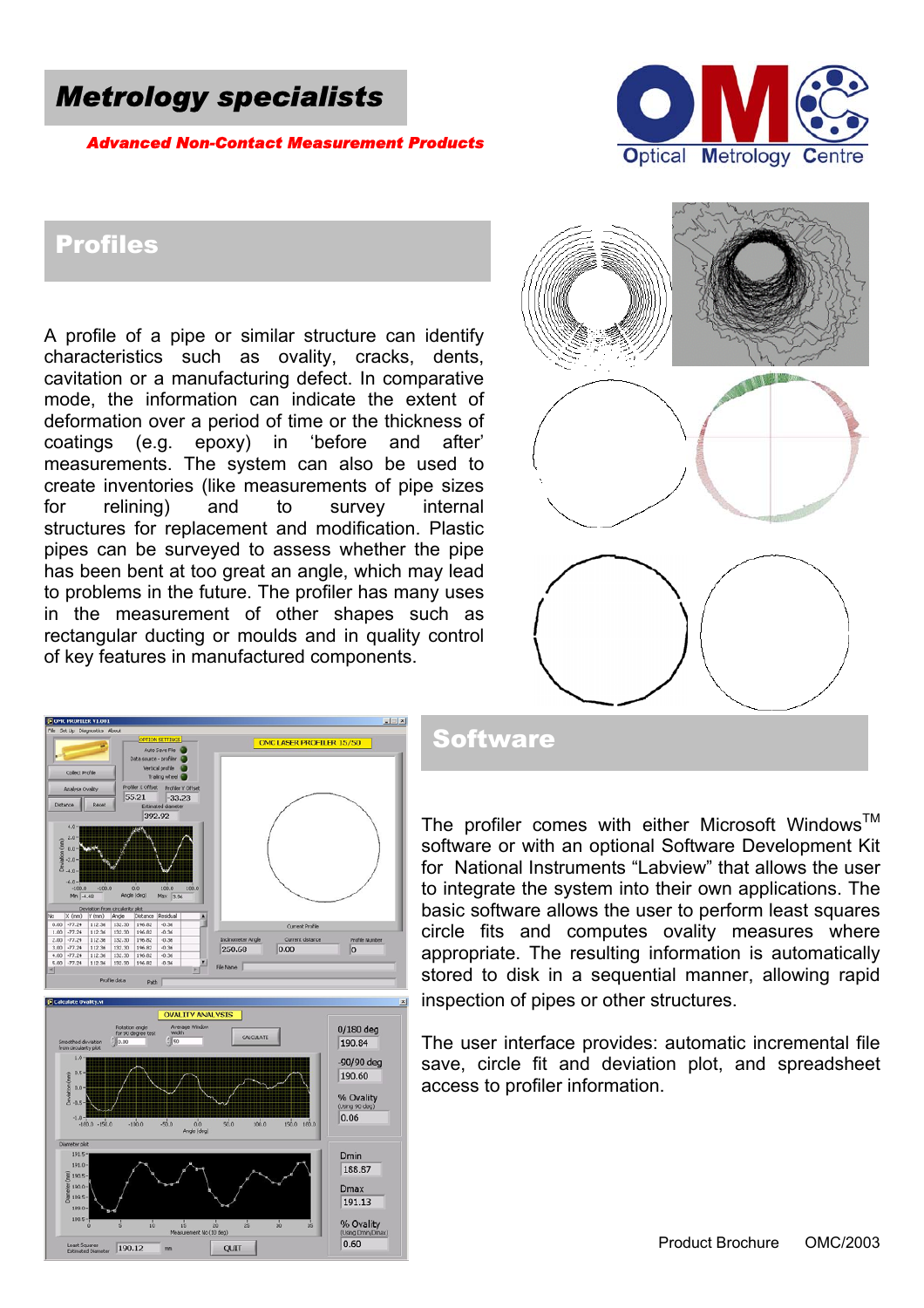# Metrology specialists

***Advanced Non-Contact Measurement Products***

Optical Metrology Centre

## Profiles

A profile of a pipe or similar structure can identify characteristics such as ovality, cracks, dents, cavitation or a manufacturing defect. In comparative mode, the information can indicate the extent of deformation over a period of time or the thickness of coatings (e.g. epoxy) in 'before and after' measurements. The system can also be used to create inventories (like measurements of pipe sizes for relining) and to survey internal structures for replacement and modification. Plastic pipes can be surveyed to assess whether the pipe has been bent at too great an angle, which may lead to problems in the future. The profiler has many uses in the measurement of other shapes such as rectangular ducting or moulds and in quality control of key features in manufactured components.

## Software

The profiler comes with either Microsoft Windows™ software or with an optional Software Development Kit for National Instruments "Labview" that allows the user to integrate the system into their own applications. The basic software allows the user to perform least squares circle fits and computes ovality measures where appropriate. The resulting information is automatically stored to disk in a sequential manner, allowing rapid inspection of pipes or other structures.

The user interface provides: automatic incremental file save, circle fit and deviation plot, and spreadsheet access to profiler information.

Product Brochure OMC/2003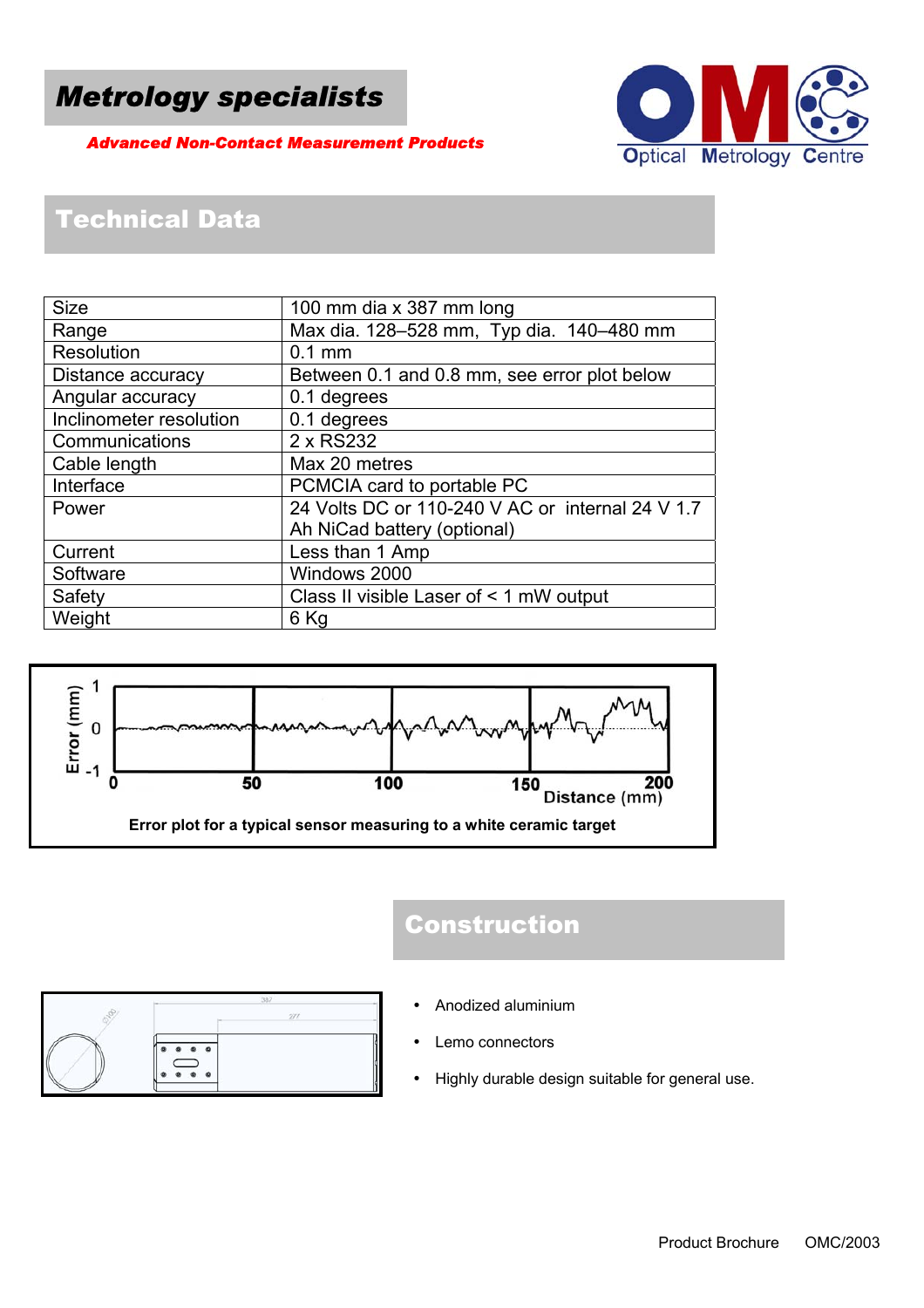# Metrology specialists

***Advanced Non-Contact Measurement Products***

Optical Metrology Centre

## Technical Data

| Size | 100 mm dia x 387 mm long |
|---|---|
| Range | Max dia. 128–528 mm, Typ dia. 140–480 mm |
| Resolution | 0.1 mm |
| Distance accuracy | Between 0.1 and 0.8 mm, see error plot below |
| Angular accuracy | 0.1 degrees |
| Inclinometer resolution | 0.1 degrees |
| Communications | 2 x RS232 |
| Cable length | Max 20 metres |
| Interface | PCMCIA card to portable PC |
| Power | 24 Volts DC or 110-240 V AC or internal 24 V 1.7 Ah NiCad battery (optional) |
| Current | Less than 1 Amp |
| Software | Windows 2000 |
| Safety | Class II visible Laser of < 1 mW output |
| Weight | 6 Kg |

Error plot for a typical sensor measuring to a white ceramic target

## Construction

- Anodized aluminium
- Lemo connectors
- Highly durable design suitable for general use.

Product Brochure OMC/2003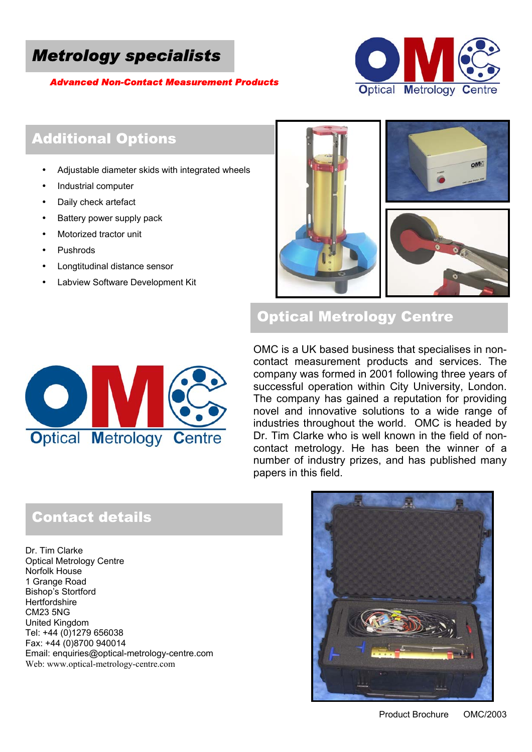# *Metrology specialists*

***Advanced Non-Contact Measurement Products***

## Additional Options

- Adjustable diameter skids with integrated wheels
- Industrial computer
- Daily check artefact
- Battery power supply pack
- Motorized tractor unit
- Pushrods
- Longtitudinal distance sensor
- Labview Software Development Kit

## Optical Metrology Centre

OMC is a UK based business that specialises in non-contact measurement products and services. The company was formed in 2001 following three years of successful operation within City University, London. The company has gained a reputation for providing novel and innovative solutions to a wide range of industries throughout the world. OMC is headed by Dr. Tim Clarke who is well known in the field of non-contact metrology. He has been the winner of a number of industry prizes, and has published many papers in this field.

## Contact details

Dr. Tim Clarke
Optical Metrology Centre
Norfolk House
1 Grange Road
Bishop's Stortford
Hertfordshire
CM23 5NG
United Kingdom
Tel: +44 (0)1279 656038
Fax: +44 (0)8700 940014
Email: enquiries@optical-metrology-centre.com
Web: www.optical-metrology-centre.com

Product Brochure OMC/2003